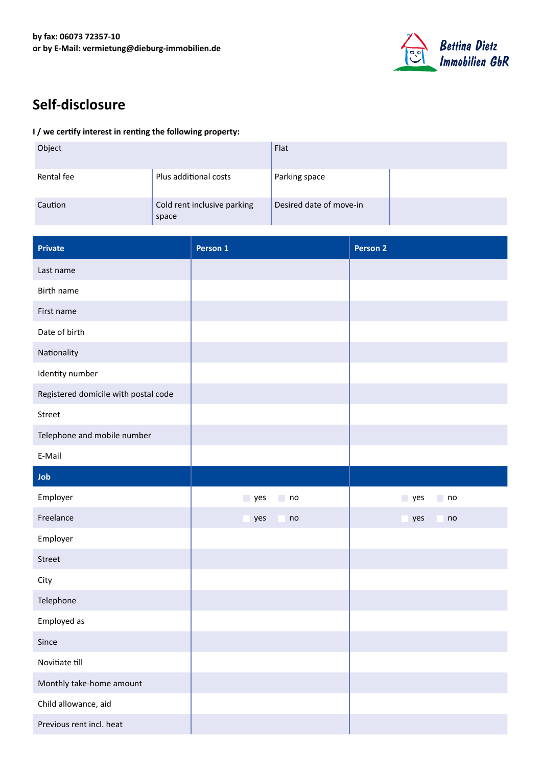**by fax: 06073 72357-10**
**or by E-Mail: vermietung@dieburg-immobilien.de**

Bettina Dietz Immobilien GbR

# Self-disclosure

**I / we certify interest in renting the following property:**

| Object | | Flat | |
|---|---|---|---|
| Rental fee | Plus additional costs | Parking space | |
| Caution | Cold rent inclusive parking space | Desired date of move-in | |

| Private | Person 1 | Person 2 |
|---|---|---|
| Last name | | |
| Birth name | | |
| First name | | |
| Date of birth | | |
| Nationality | | |
| Identity number | | |
| Registered domicile with postal code | | |
| Street | | |
| Telephone and mobile number | | |
| E-Mail | | |
| **Job** | | |
| Employer | ☐ yes ☐ no | ☐ yes ☐ no |
| Freelance | ☐ yes ☐ no | ☐ yes ☐ no |
| Employer | | |
| Street | | |
| City | | |
| Telephone | | |
| Employed as | | |
| Since | | |
| Novitiate till | | |
| Monthly take-home amount | | |
| Child allowance, aid | | |
| Previous rent incl. heat | | |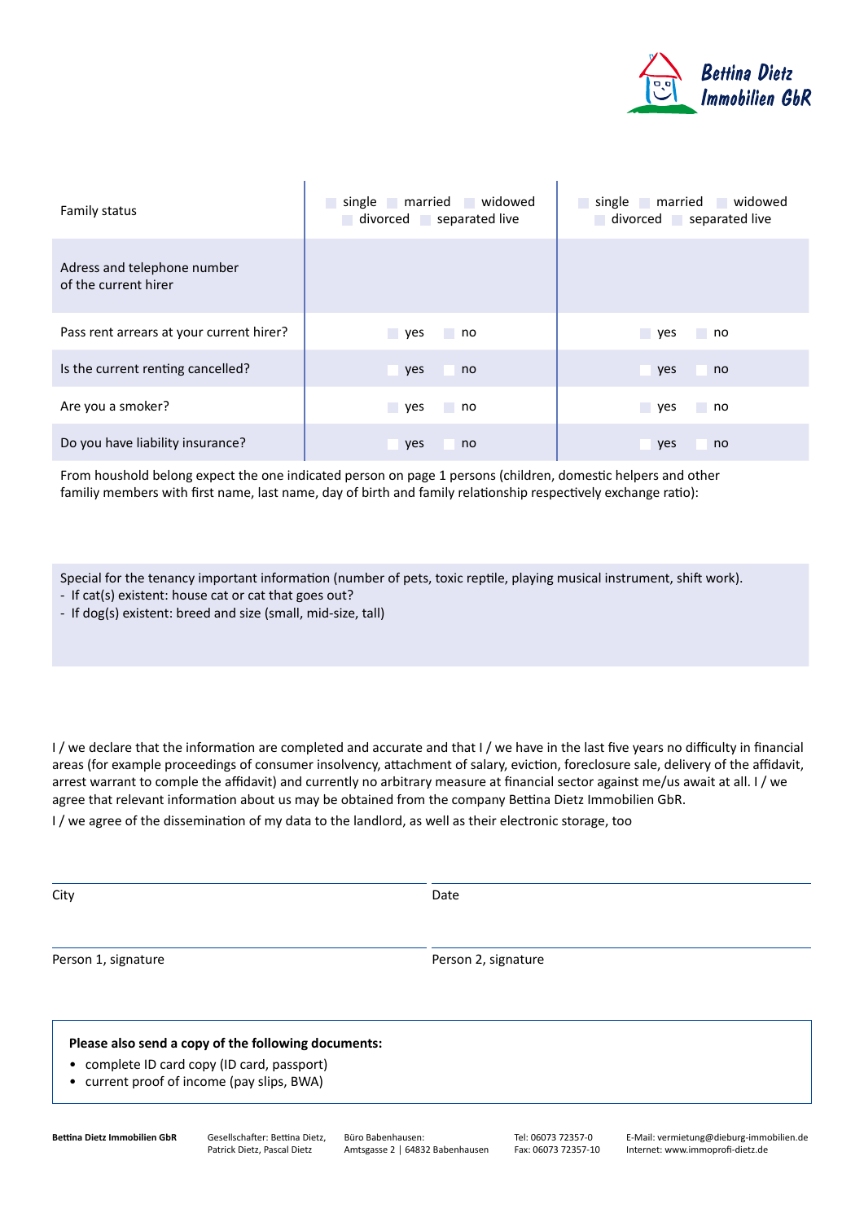| | | |
|---|---|---|
| Family status | single married widowed divorced separated live | single married widowed divorced separated live |
| Adress and telephone number of the current hirer | | |
| Pass rent arrears at your current hirer? | yes no | yes no |
| Is the current renting cancelled? | yes no | yes no |
| Are you a smoker? | yes no | yes no |
| Do you have liability insurance? | yes no | yes no |

From houshold belong expect the one indicated person on page 1 persons (children, domestic helpers and other familiy members with first name, last name, day of birth and family relationship respectively exchange ratio):

Special for the tenancy important information (number of pets, toxic reptile, playing musical instrument, shift work).

- If cat(s) existent: house cat or cat that goes out?
- If dog(s) existent: breed and size (small, mid-size, tall)

I / we declare that the information are completed and accurate and that I / we have in the last five years no difficulty in financial areas (for example proceedings of consumer insolvency, attachment of salary, eviction, foreclosure sale, delivery of the affidavit, arrest warrant to comple the affidavit) and currently no arbitrary measure at financial sector against me/us await at all. I / we agree that relevant information about us may be obtained from the company Bettina Dietz Immobilien GbR.

I / we agree of the dissemination of my data to the landlord, as well as their electronic storage, too

City

Date

Person 1, signature

Person 2, signature

**Please also send a copy of the following documents:**

- complete ID card copy (ID card, passport)
- current proof of income (pay slips, BWA)

**Bettina Dietz Immobilien GbR**
Gesellschafter: Bettina Dietz, Patrick Dietz, Pascal Dietz
Büro Babenhausen: Amtsgasse 2 | 64832 Babenhausen
Tel: 06073 72357-0
Fax: 06073 72357-10
E-Mail: vermietung@dieburg-immobilien.de
Internet: www.immoprofi-dietz.de